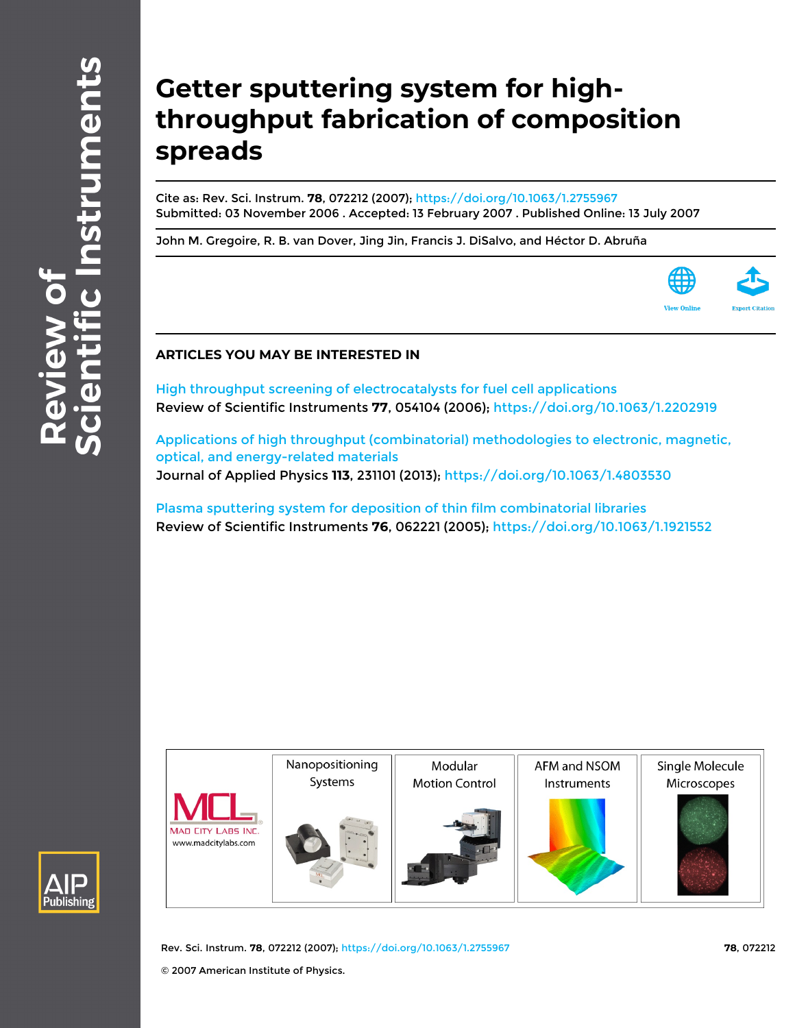# Getter sputtering system for high-throughput fabrication of composition spreads

Cite as: Rev. Sci. Instrum. **78**, 072212 (2007); https://doi.org/10.1063/1.2755967
Submitted: 03 November 2006 . Accepted: 13 February 2007 . Published Online: 13 July 2007

John M. Gregoire, R. B. van Dover, Jing Jin, Francis J. DiSalvo, and Héctor D. Abruña

View Online Export Citation

## ARTICLES YOU MAY BE INTERESTED IN

High throughput screening of electrocatalysts for fuel cell applications
Review of Scientific Instruments **77**, 054104 (2006); https://doi.org/10.1063/1.2202919

Applications of high throughput (combinatorial) methodologies to electronic, magnetic, optical, and energy-related materials
Journal of Applied Physics **113**, 231101 (2013); https://doi.org/10.1063/1.4803530

Plasma sputtering system for deposition of thin film combinatorial libraries
Review of Scientific Instruments **76**, 062221 (2005); https://doi.org/10.1063/1.1921552

© 2007 American Institute of Physics.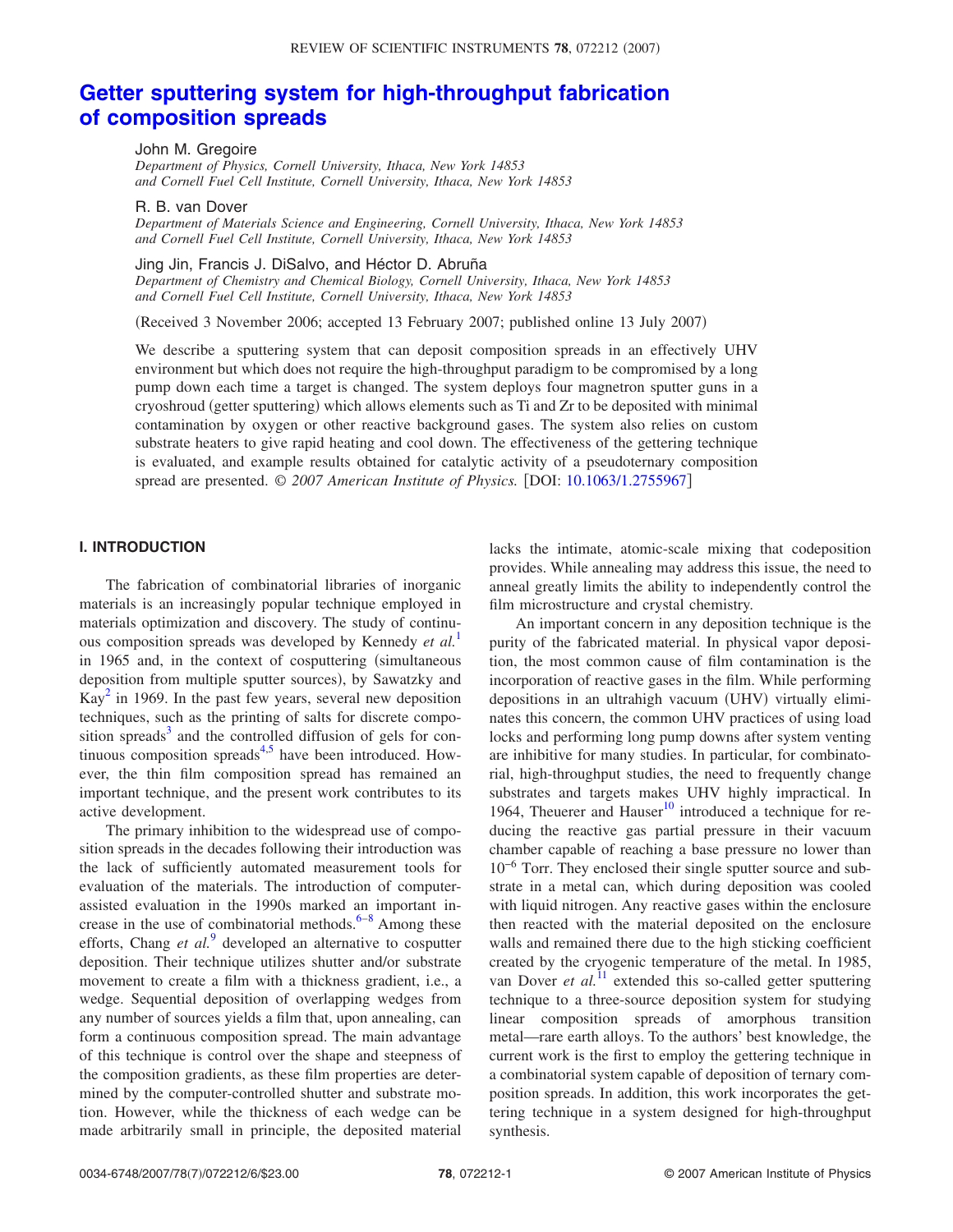# Getter sputtering system for high-throughput fabrication of composition spreads

John M. Gregoire

*Department of Physics, Cornell University, Ithaca, New York 14853 and Cornell Fuel Cell Institute, Cornell University, Ithaca, New York 14853*

R. B. van Dover

*Department of Materials Science and Engineering, Cornell University, Ithaca, New York 14853 and Cornell Fuel Cell Institute, Cornell University, Ithaca, New York 14853*

Jing Jin, Francis J. DiSalvo, and Héctor D. Abruña

*Department of Chemistry and Chemical Biology, Cornell University, Ithaca, New York 14853 and Cornell Fuel Cell Institute, Cornell University, Ithaca, New York 14853*

(Received 3 November 2006; accepted 13 February 2007; published online 13 July 2007)

We describe a sputtering system that can deposit composition spreads in an effectively UHV environment but which does not require the high-throughput paradigm to be compromised by a long pump down each time a target is changed. The system deploys four magnetron sputter guns in a cryoshroud (getter sputtering) which allows elements such as Ti and Zr to be deposited with minimal contamination by oxygen or other reactive background gases. The system also relies on custom substrate heaters to give rapid heating and cool down. The effectiveness of the gettering technique is evaluated, and example results obtained for catalytic activity of a pseudoternary composition spread are presented. *© 2007 American Institute of Physics.* [DOI: 10.1063/1.2755967]

## I. INTRODUCTION

The fabrication of combinatorial libraries of inorganic materials is an increasingly popular technique employed in materials optimization and discovery. The study of continuous composition spreads was developed by Kennedy *et al.*[1] in 1965 and, in the context of cosputtering (simultaneous deposition from multiple sputter sources), by Sawatzky and Kay[2] in 1969. In the past few years, several new deposition techniques, such as the printing of salts for discrete composition spreads[3] and the controlled diffusion of gels for continuous composition spreads[4,5] have been introduced. However, the thin film composition spread has remained an important technique, and the present work contributes to its active development.

The primary inhibition to the widespread use of composition spreads in the decades following their introduction was the lack of sufficiently automated measurement tools for evaluation of the materials. The introduction of computer-assisted evaluation in the 1990s marked an important increase in the use of combinatorial methods.[6–8] Among these efforts, Chang *et al.*[9] developed an alternative to cosputter deposition. Their technique utilizes shutter and/or substrate movement to create a film with a thickness gradient, i.e., a wedge. Sequential deposition of overlapping wedges from any number of sources yields a film that, upon annealing, can form a continuous composition spread. The main advantage of this technique is control over the shape and steepness of the composition gradients, as these film properties are determined by the computer-controlled shutter and substrate motion. However, while the thickness of each wedge can be made arbitrarily small in principle, the deposited material lacks the intimate, atomic-scale mixing that codeposition provides. While annealing may address this issue, the need to anneal greatly limits the ability to independently control the film microstructure and crystal chemistry.

An important concern in any deposition technique is the purity of the fabricated material. In physical vapor deposition, the most common cause of film contamination is the incorporation of reactive gases in the film. While performing depositions in an ultrahigh vacuum (UHV) virtually eliminates this concern, the common UHV practices of using load locks and performing long pump downs after system venting are inhibitive for many studies. In particular, for combinatorial, high-throughput studies, the need to frequently change substrates and targets makes UHV highly impractical. In 1964, Theuerer and Hauser[10] introduced a technique for reducing the reactive gas partial pressure in their vacuum chamber capable of reaching a base pressure no lower than $10^{-6}$ Torr. They enclosed their single sputter source and substrate in a metal can, which during deposition was cooled with liquid nitrogen. Any reactive gases within the enclosure then reacted with the material deposited on the enclosure walls and remained there due to the high sticking coefficient created by the cryogenic temperature of the metal. In 1985, van Dover *et al.*[11] extended this so-called getter sputtering technique to a three-source deposition system for studying linear composition spreads of amorphous transition metal—rare earth alloys. To the authors' best knowledge, the current work is the first to employ the gettering technique in a combinatorial system capable of deposition of ternary composition spreads. In addition, this work incorporates the gettering technique in a system designed for high-throughput synthesis.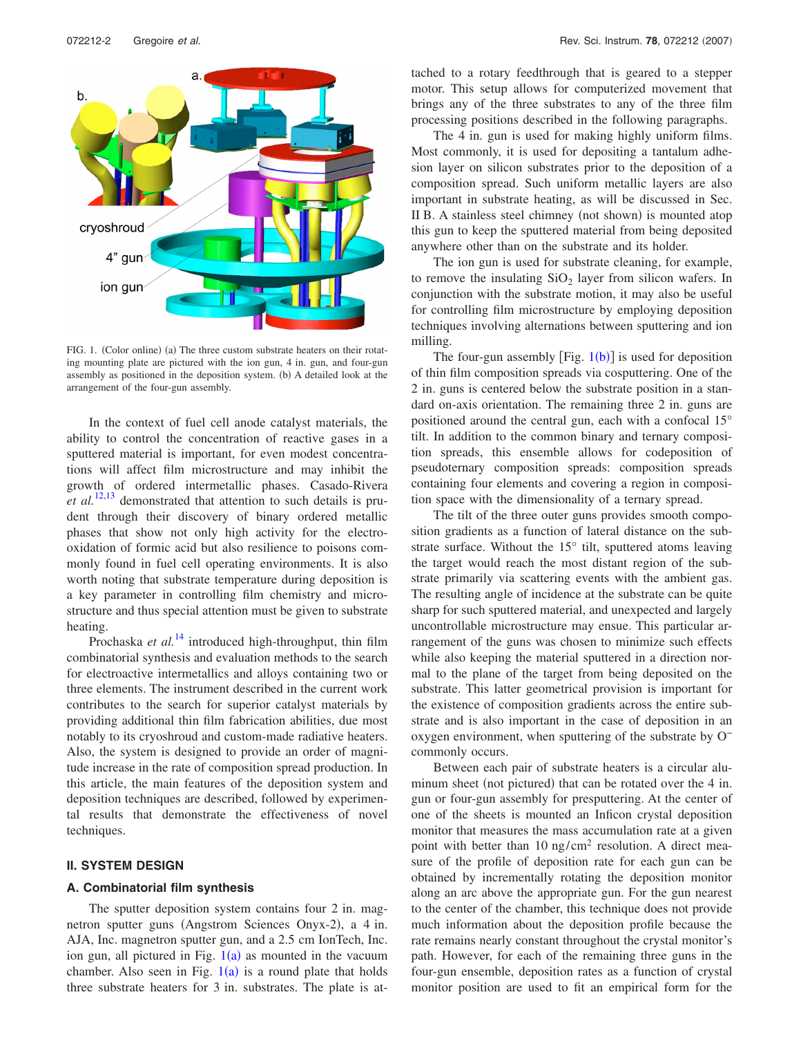FIG. 1. (Color online) (a) The three custom substrate heaters on their rotating mounting plate are pictured with the ion gun, 4 in. gun, and four-gun assembly as positioned in the deposition system. (b) A detailed look at the arrangement of the four-gun assembly.

In the context of fuel cell anode catalyst materials, the ability to control the concentration of reactive gases in a sputtered material is important, for even modest concentrations will affect film microstructure and may inhibit the growth of ordered intermetallic phases. Casado-Rivera *et al.*[12,13] demonstrated that attention to such details is prudent through their discovery of binary ordered metallic phases that show not only high activity for the electrooxidation of formic acid but also resilience to poisons commonly found in fuel cell operating environments. It is also worth noting that substrate temperature during deposition is a key parameter in controlling film chemistry and microstructure and thus special attention must be given to substrate heating.

Prochaska *et al.*[14] introduced high-throughput, thin film combinatorial synthesis and evaluation methods to the search for electroactive intermetallics and alloys containing two or three elements. The instrument described in the current work contributes to the search for superior catalyst materials by providing additional thin film fabrication abilities, due most notably to its cryoshroud and custom-made radiative heaters. Also, the system is designed to provide an order of magnitude increase in the rate of composition spread production. In this article, the main features of the deposition system and deposition techniques are described, followed by experimental results that demonstrate the effectiveness of novel techniques.

## II. SYSTEM DESIGN

### A. Combinatorial film synthesis

The sputter deposition system contains four 2 in. magnetron sputter guns (Angstrom Sciences Onyx-2), a 4 in. AJA, Inc. magnetron sputter gun, and a 2.5 cm IonTech, Inc. ion gun, all pictured in Fig. 1(a) as mounted in the vacuum chamber. Also seen in Fig. 1(a) is a round plate that holds three substrate heaters for 3 in. substrates. The plate is attached to a rotary feedthrough that is geared to a stepper motor. This setup allows for computerized movement that brings any of the three substrates to any of the three film processing positions described in the following paragraphs.

The 4 in. gun is used for making highly uniform films. Most commonly, it is used for depositing a tantalum adhesion layer on silicon substrates prior to the deposition of a composition spread. Such uniform metallic layers are also important in substrate heating, as will be discussed in Sec. II B. A stainless steel chimney (not shown) is mounted atop this gun to keep the sputtered material from being deposited anywhere other than on the substrate and its holder.

The ion gun is used for substrate cleaning, for example, to remove the insulating $SiO_2$ layer from silicon wafers. In conjunction with the substrate motion, it may also be useful for controlling film microstructure by employing deposition techniques involving alternations between sputtering and ion milling.

The four-gun assembly [Fig. 1(b)] is used for deposition of thin film composition spreads via cosputtering. One of the 2 in. guns is centered below the substrate position in a standard on-axis orientation. The remaining three 2 in. guns are positioned around the central gun, each with a confocal 15° tilt. In addition to the common binary and ternary composition spreads, this ensemble allows for codeposition of pseudoternary composition spreads: composition spreads containing four elements and covering a region in composition space with the dimensionality of a ternary spread.

The tilt of the three outer guns provides smooth composition gradients as a function of lateral distance on the substrate surface. Without the 15° tilt, sputtered atoms leaving the target would reach the most distant region of the substrate primarily via scattering events with the ambient gas. The resulting angle of incidence at the substrate can be quite sharp for such sputtered material, and unexpected and largely uncontrollable microstructure may ensue. This particular arrangement of the guns was chosen to minimize such effects while also keeping the material sputtered in a direction normal to the plane of the target from being deposited on the substrate. This latter geometrical provision is important for the existence of composition gradients across the entire substrate and is also important in the case of deposition in an oxygen environment, when sputtering of the substrate by $O^-$ commonly occurs.

Between each pair of substrate heaters is a circular aluminum sheet (not pictured) that can be rotated over the 4 in. gun or four-gun assembly for presputtering. At the center of one of the sheets is mounted an Inficon crystal deposition monitor that measures the mass accumulation rate at a given point with better than 10 ng/cm$^2$ resolution. A direct measure of the profile of deposition rate for each gun can be obtained by incrementally rotating the deposition monitor along an arc above the appropriate gun. For the gun nearest to the center of the chamber, this technique does not provide much information about the deposition profile because the rate remains nearly constant throughout the crystal monitor's path. However, for each of the remaining three guns in the four-gun ensemble, deposition rates as a function of crystal monitor position are used to fit an empirical form for the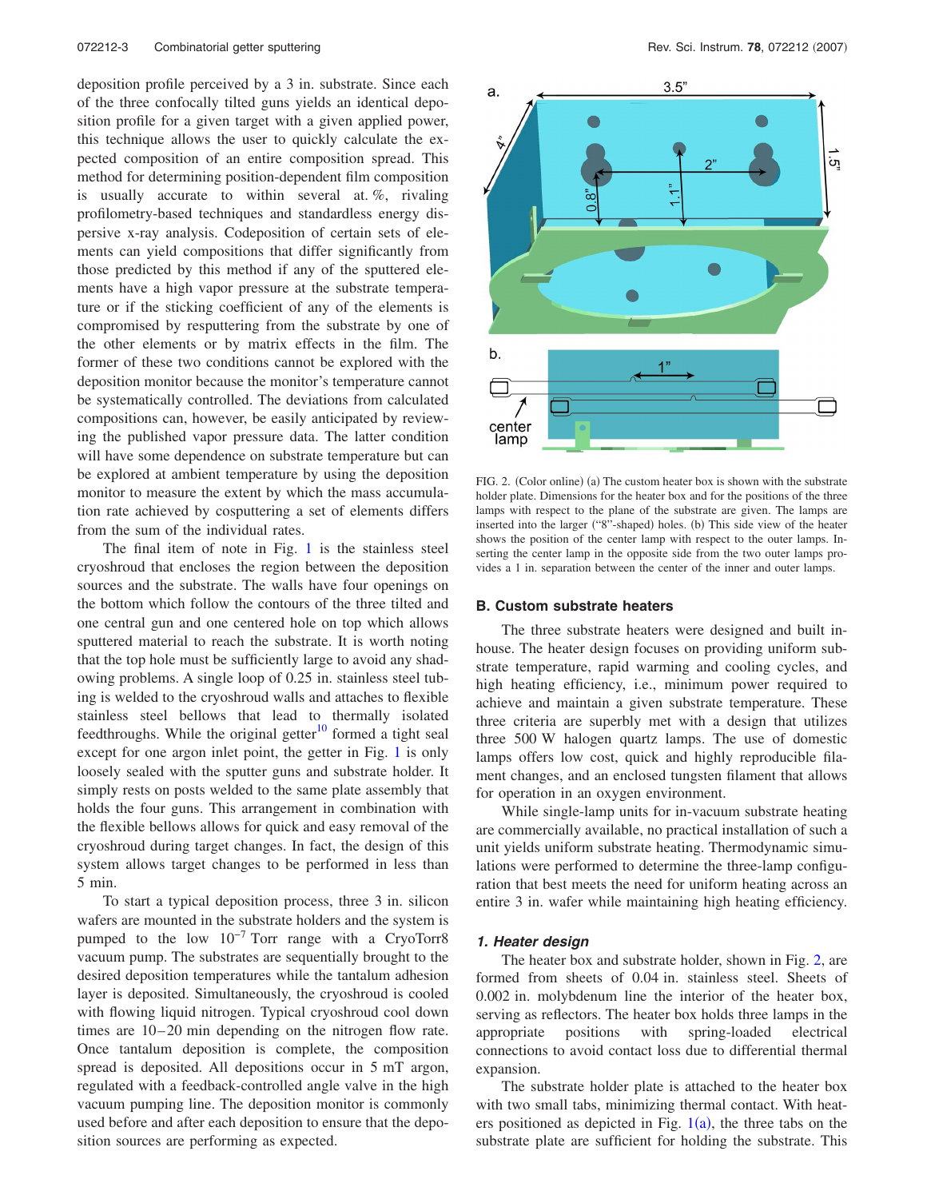deposition profile perceived by a 3 in. substrate. Since each of the three confocally tilted guns yields an identical deposition profile for a given target with a given applied power, this technique allows the user to quickly calculate the expected composition of an entire composition spread. This method for determining position-dependent film composition is usually accurate to within several at. %, rivaling profilometry-based techniques and standardless energy dispersive x-ray analysis. Codeposition of certain sets of elements can yield compositions that differ significantly from those predicted by this method if any of the sputtered elements have a high vapor pressure at the substrate temperature or if the sticking coefficient of any of the elements is compromised by resputtering from the substrate by one of the other elements or by matrix effects in the film. The former of these two conditions cannot be explored with the deposition monitor because the monitor's temperature cannot be systematically controlled. The deviations from calculated compositions can, however, be easily anticipated by reviewing the published vapor pressure data. The latter condition will have some dependence on substrate temperature but can be explored at ambient temperature by using the deposition monitor to measure the extent by which the mass accumulation rate achieved by cosputtering a set of elements differs from the sum of the individual rates.

The final item of note in Fig. 1 is the stainless steel cryoshroud that encloses the region between the deposition sources and the substrate. The walls have four openings on the bottom which follow the contours of the three tilted and one central gun and one centered hole on top which allows sputtered material to reach the substrate. It is worth noting that the top hole must be sufficiently large to avoid any shadowing problems. A single loop of 0.25 in. stainless steel tubing is welded to the cryoshroud walls and attaches to flexible stainless steel bellows that lead to thermally isolated feedthroughs. While the original getter[10] formed a tight seal except for one argon inlet point, the getter in Fig. 1 is only loosely sealed with the sputter guns and substrate holder. It simply rests on posts welded to the same plate assembly that holds the four guns. This arrangement in combination with the flexible bellows allows for quick and easy removal of the cryoshroud during target changes. In fact, the design of this system allows target changes to be performed in less than 5 min.

To start a typical deposition process, three 3 in. silicon wafers are mounted in the substrate holders and the system is pumped to the low $10^{-7}$ Torr range with a CryoTorr8 vacuum pump. The substrates are sequentially brought to the desired deposition temperatures while the tantalum adhesion layer is deposited. Simultaneously, the cryoshroud is cooled with flowing liquid nitrogen. Typical cryoshroud cool down times are 10–20 min depending on the nitrogen flow rate. Once tantalum deposition is complete, the composition spread is deposited. All depositions occur in 5 mT argon, regulated with a feedback-controlled angle valve in the high vacuum pumping line. The deposition monitor is commonly used before and after each deposition to ensure that the deposition sources are performing as expected.

a.
3.5"
4"
1.5"
2"
0.8"
1.1"

b.
1"
center
lamp

FIG. 2. (Color online) (a) The custom heater box is shown with the substrate holder plate. Dimensions for the heater box and for the positions of the three lamps with respect to the plane of the substrate are given. The lamps are inserted into the larger ("8"-shaped) holes. (b) This side view of the heater shows the position of the center lamp with respect to the outer lamps. Inserting the center lamp in the opposite side from the two outer lamps provides a 1 in. separation between the center of the inner and outer lamps.

## B. Custom substrate heaters

The three substrate heaters were designed and built in-house. The heater design focuses on providing uniform substrate temperature, rapid warming and cooling cycles, and high heating efficiency, i.e., minimum power required to achieve and maintain a given substrate temperature. These three criteria are superbly met with a design that utilizes three 500 W halogen quartz lamps. The use of domestic lamps offers low cost, quick and highly reproducible filament changes, and an enclosed tungsten filament that allows for operation in an oxygen environment.

While single-lamp units for in-vacuum substrate heating are commercially available, no practical installation of such a unit yields uniform substrate heating. Thermodynamic simulations were performed to determine the three-lamp configuration that best meets the need for uniform heating across an entire 3 in. wafer while maintaining high heating efficiency.

### *1. Heater design*

The heater box and substrate holder, shown in Fig. 2, are formed from sheets of 0.04 in. stainless steel. Sheets of 0.002 in. molybdenum line the interior of the heater box, serving as reflectors. The heater box holds three lamps in the appropriate positions with spring-loaded electrical connections to avoid contact loss due to differential thermal expansion.

The substrate holder plate is attached to the heater box with two small tabs, minimizing thermal contact. With heaters positioned as depicted in Fig. 1(a), the three tabs on the substrate plate are sufficient for holding the substrate. This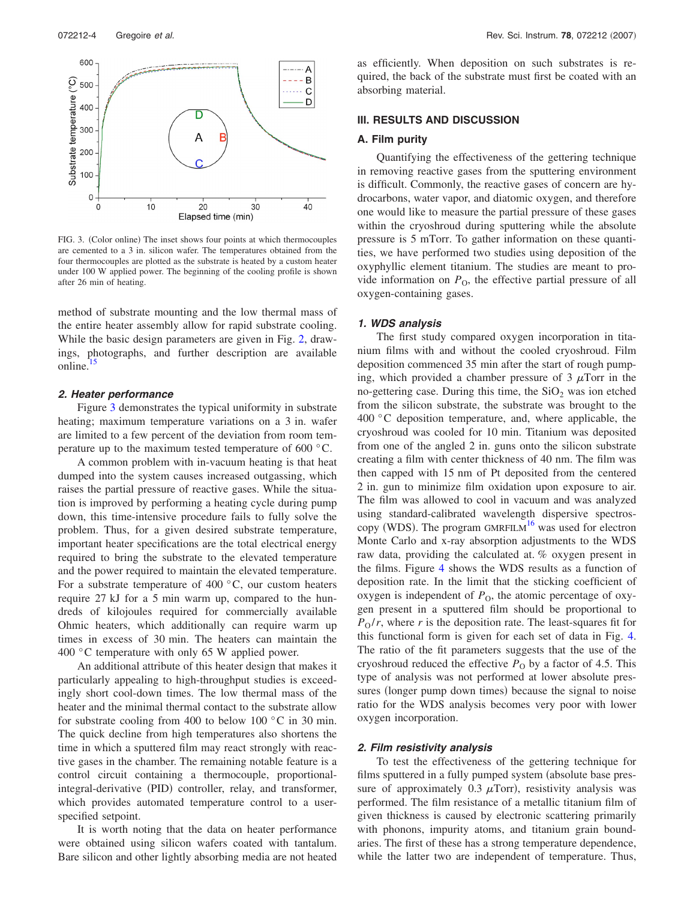FIG. 3. (Color online) The inset shows four points at which thermocouples are cemented to a 3 in. silicon wafer. The temperatures obtained from the four thermocouples are plotted as the substrate is heated by a custom heater under 100 W applied power. The beginning of the cooling profile is shown after 26 min of heating.

method of substrate mounting and the low thermal mass of the entire heater assembly allow for rapid substrate cooling. While the basic design parameters are given in Fig. 2, drawings, photographs, and further description are available online.[15]

#### 2. Heater performance

Figure 3 demonstrates the typical uniformity in substrate heating; maximum temperature variations on a 3 in. wafer are limited to a few percent of the deviation from room temperature up to the maximum tested temperature of 600 °C.

A common problem with in-vacuum heating is that heat dumped into the system causes increased outgassing, which raises the partial pressure of reactive gases. While the situation is improved by performing a heating cycle during pump down, this time-intensive procedure fails to fully solve the problem. Thus, for a given desired substrate temperature, important heater specifications are the total electrical energy required to bring the substrate to the elevated temperature and the power required to maintain the elevated temperature. For a substrate temperature of 400 °C, our custom heaters require 27 kJ for a 5 min warm up, compared to the hundreds of kilojoules required for commercially available Ohmic heaters, which additionally can require warm up times in excess of 30 min. The heaters can maintain the 400 °C temperature with only 65 W applied power.

An additional attribute of this heater design that makes it particularly appealing to high-throughput studies is exceedingly short cool-down times. The low thermal mass of the heater and the minimal thermal contact to the substrate allow for substrate cooling from 400 to below 100 °C in 30 min. The quick decline from high temperatures also shortens the time in which a sputtered film may react strongly with reactive gases in the chamber. The remaining notable feature is a control circuit containing a thermocouple, proportional-integral-derivative (PID) controller, relay, and transformer, which provides automated temperature control to a user-specified setpoint.

It is worth noting that the data on heater performance were obtained using silicon wafers coated with tantalum. Bare silicon and other lightly absorbing media are not heated as efficiently. When deposition on such substrates is required, the back of the substrate must first be coated with an absorbing material.

## III. RESULTS AND DISCUSSION

### A. Film purity

Quantifying the effectiveness of the gettering technique in removing reactive gases from the sputtering environment is difficult. Commonly, the reactive gases of concern are hydrocarbons, water vapor, and diatomic oxygen, and therefore one would like to measure the partial pressure of these gases within the cryoshroud during sputtering while the absolute pressure is 5 mTorr. To gather information on these quantities, we have performed two studies using deposition of the oxyphyllic element titanium. The studies are meant to provide information on $P_O$, the effective partial pressure of all oxygen-containing gases.

#### 1. WDS analysis

The first study compared oxygen incorporation in titanium films with and without the cooled cryoshroud. Film deposition commenced 35 min after the start of rough pumping, which provided a chamber pressure of 3 $\mu$Torr in the no-gettering case. During this time, the $SiO_2$ was ion etched from the silicon substrate, the substrate was brought to the 400 °C deposition temperature, and, where applicable, the cryoshroud was cooled for 10 min. Titanium was deposited from one of the angled 2 in. guns onto the silicon substrate creating a film with center thickness of 40 nm. The film was then capped with 15 nm of Pt deposited from the centered 2 in. gun to minimize film oxidation upon exposure to air. The film was allowed to cool in vacuum and was analyzed using standard-calibrated wavelength dispersive spectroscopy (WDS). The program GMRFILM[16] was used for electron Monte Carlo and x-ray absorption adjustments to the WDS raw data, providing the calculated at. % oxygen present in the films. Figure 4 shows the WDS results as a function of deposition rate. In the limit that the sticking coefficient of oxygen is independent of $P_O$, the atomic percentage of oxygen present in a sputtered film should be proportional to $P_O/r$, where $r$ is the deposition rate. The least-squares fit for this functional form is given for each set of data in Fig. 4. The ratio of the fit parameters suggests that the use of the cryoshroud reduced the effective $P_O$ by a factor of 4.5. This type of analysis was not performed at lower absolute pressures (longer pump down times) because the signal to noise ratio for the WDS analysis becomes very poor with lower oxygen incorporation.

#### 2. Film resistivity analysis

To test the effectiveness of the gettering technique for films sputtered in a fully pumped system (absolute base pressure of approximately 0.3 $\mu$Torr), resistivity analysis was performed. The film resistance of a metallic titanium film of given thickness is caused by electronic scattering primarily with phonons, impurity atoms, and titanium grain boundaries. The first of these has a strong temperature dependence, while the latter two are independent of temperature. Thus,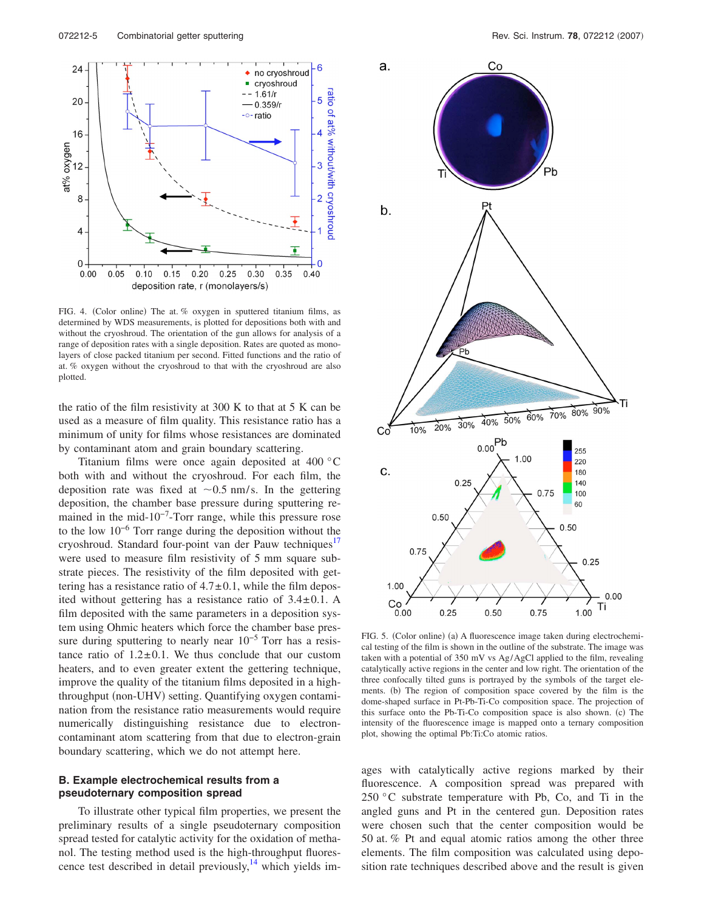FIG. 4. (Color online) The at. % oxygen in sputtered titanium films, as determined by WDS measurements, is plotted for depositions both with and without the cryoshroud. The orientation of the gun allows for analysis of a range of deposition rates with a single deposition. Rates are quoted as monolayers of close packed titanium per second. Fitted functions and the ratio of at. % oxygen without the cryoshroud to that with the cryoshroud are also plotted.

the ratio of the film resistivity at 300 K to that at 5 K can be used as a measure of film quality. This resistance ratio has a minimum of unity for films whose resistances are dominated by contaminant atom and grain boundary scattering.

Titanium films were once again deposited at 400 °C both with and without the cryoshroud. For each film, the deposition rate was fixed at ~0.5 nm/s. In the gettering deposition, the chamber base pressure during sputtering remained in the mid-$10^{-7}$-Torr range, while this pressure rose to the low $10^{-6}$ Torr range during the deposition without the cryoshroud. Standard four-point van der Pauw techniques[17] were used to measure film resistivity of 5 mm square substrate pieces. The resistivity of the film deposited with gettering has a resistance ratio of $4.7 \pm 0.1$, while the film deposited without gettering has a resistance ratio of $3.4 \pm 0.1$. A film deposited with the same parameters in a deposition system using Ohmic heaters which force the chamber base pressure during sputtering to nearly near $10^{-5}$ Torr has a resistance ratio of $1.2 \pm 0.1$. We thus conclude that our custom heaters, and to even greater extent the gettering technique, improve the quality of the titanium films deposited in a high-throughput (non-UHV) setting. Quantifying oxygen contamination from the resistance ratio measurements would require numerically distinguishing resistance due to electron-contaminant atom scattering from that due to electron-grain boundary scattering, which we do not attempt here.

## B. Example electrochemical results from a pseudoternary composition spread

To illustrate other typical film properties, we present the preliminary results of a single pseudoternary composition spread tested for catalytic activity for the oxidation of methanol. The testing method used is the high-throughput fluorescence test described in detail previously,[14] which yields images with catalytically active regions marked by their fluorescence. A composition spread was prepared with 250 °C substrate temperature with Pb, Co, and Ti in the angled guns and Pt in the centered gun. Deposition rates were chosen such that the center composition would be 50 at. % Pt and equal atomic ratios among the other three elements. The film composition was calculated using deposition rate techniques described above and the result is given

FIG. 5. (Color online) (a) A fluorescence image taken during electrochemical testing of the film is shown in the outline of the substrate. The image was taken with a potential of 350 mV vs Ag/AgCl applied to the film, revealing catalytically active regions in the center and low right. The orientation of the three confocally tilted guns is portrayed by the symbols of the target elements. (b) The region of composition space covered by the film is the dome-shaped surface in Pt-Pb-Ti-Co composition space. The projection of this surface onto the Pb-Ti-Co composition space is also shown. (c) The intensity of the fluorescence image is mapped onto a ternary composition plot, showing the optimal Pb:Ti:Co atomic ratios.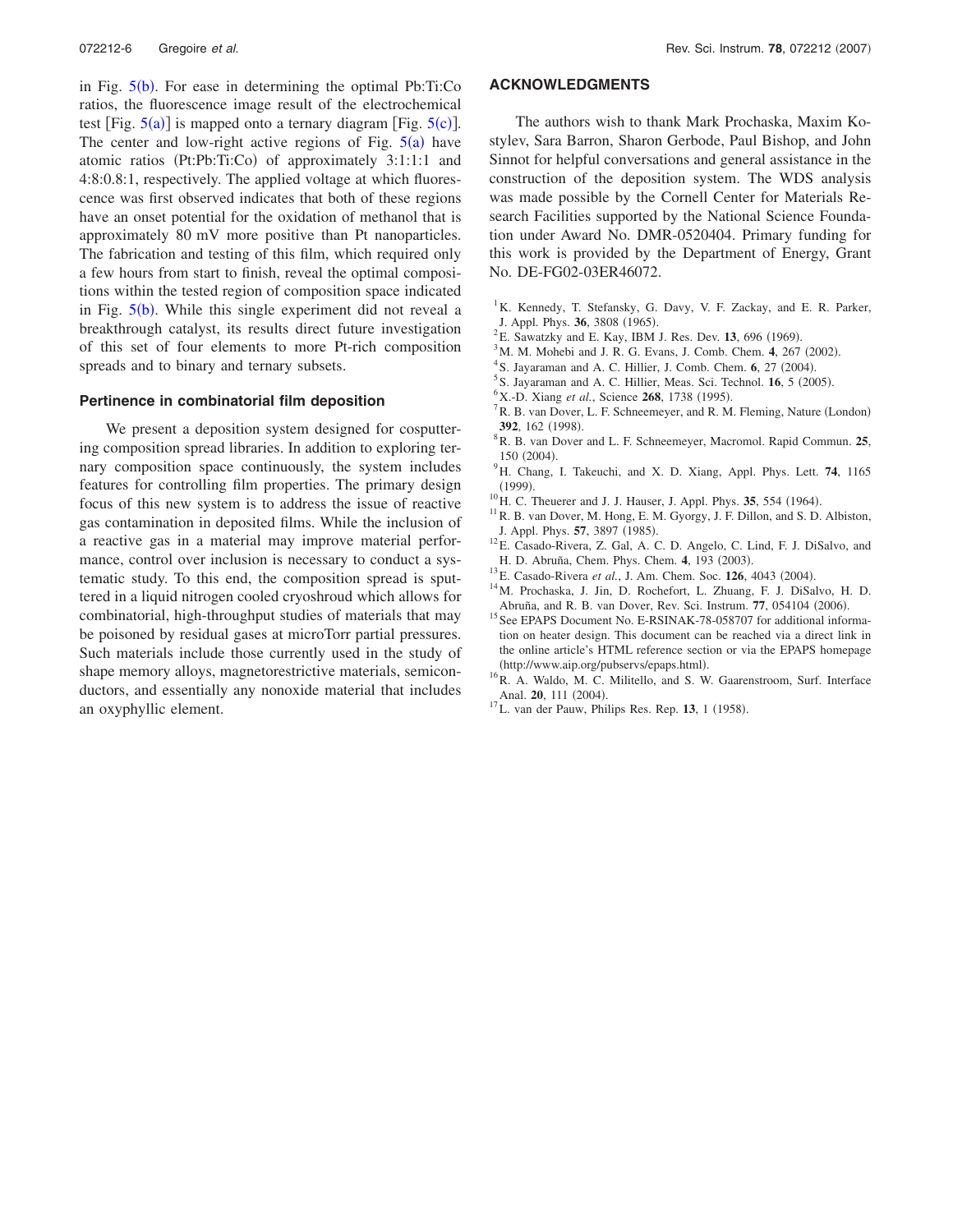in Fig. 5(b). For ease in determining the optimal Pb:Ti:Co ratios, the fluorescence image result of the electrochemical test [Fig. 5(a)] is mapped onto a ternary diagram [Fig. 5(c)]. The center and low-right active regions of Fig. 5(a) have atomic ratios (Pt:Pb:Ti:Co) of approximately 3:1:1:1 and 4:8:0.8:1, respectively. The applied voltage at which fluorescence was first observed indicates that both of these regions have an onset potential for the oxidation of methanol that is approximately 80 mV more positive than Pt nanoparticles. The fabrication and testing of this film, which required only a few hours from start to finish, reveal the optimal compositions within the tested region of composition space indicated in Fig. 5(b). While this single experiment did not reveal a breakthrough catalyst, its results direct future investigation of this set of four elements to more Pt-rich composition spreads and to binary and ternary subsets.

### Pertinence in combinatorial film deposition

We present a deposition system designed for cosputtering composition spread libraries. In addition to exploring ternary composition space continuously, the system includes features for controlling film properties. The primary design focus of this new system is to address the issue of reactive gas contamination in deposited films. While the inclusion of a reactive gas in a material may improve material performance, control over inclusion is necessary to conduct a systematic study. To this end, the composition spread is sputtered in a liquid nitrogen cooled cryoshroud which allows for combinatorial, high-throughput studies of materials that may be poisoned by residual gases at microTorr partial pressures. Such materials include those currently used in the study of shape memory alloys, magnetorestrictive materials, semiconductors, and essentially any nonoxide material that includes an oxyphyllic element.

## ACKNOWLEDGMENTS

The authors wish to thank Mark Prochaska, Maxim Kostylev, Sara Barron, Sharon Gerbode, Paul Bishop, and John Sinnot for helpful conversations and general assistance in the construction of the deposition system. The WDS analysis was made possible by the Cornell Center for Materials Research Facilities supported by the National Science Foundation under Award No. DMR-0520404. Primary funding for this work is provided by the Department of Energy, Grant No. DE-FG02-03ER46072.

[1] K. Kennedy, T. Stefansky, G. Davy, V. F. Zackay, and E. R. Parker, J. Appl. Phys. **36**, 3808 (1965).
[2] E. Sawatzky and E. Kay, IBM J. Res. Dev. **13**, 696 (1969).
[3] M. M. Mohebi and J. R. G. Evans, J. Comb. Chem. **4**, 267 (2002).
[4] S. Jayaraman and A. C. Hillier, J. Comb. Chem. **6**, 27 (2004).
[5] S. Jayaraman and A. C. Hillier, Meas. Sci. Technol. **16**, 5 (2005).
[6] X.-D. Xiang *et al.*, Science **268**, 1738 (1995).
[7] R. B. van Dover, L. F. Schneemeyer, and R. M. Fleming, Nature (London) **392**, 162 (1998).
[8] R. B. van Dover and L. F. Schneemeyer, Macromol. Rapid Commun. **25**, 150 (2004).
[9] H. Chang, I. Takeuchi, and X. D. Xiang, Appl. Phys. Lett. **74**, 1165 (1999).
[10] H. C. Theuerer and J. J. Hauser, J. Appl. Phys. **35**, 554 (1964).
[11] R. B. van Dover, M. Hong, E. M. Gyorgy, J. F. Dillon, and S. D. Albiston, J. Appl. Phys. **57**, 3897 (1985).
[12] E. Casado-Rivera, Z. Gal, A. C. D. Angelo, C. Lind, F. J. DiSalvo, and H. D. Abruña, Chem. Phys. Chem. **4**, 193 (2003).
[13] E. Casado-Rivera *et al.*, J. Am. Chem. Soc. **126**, 4043 (2004).
[14] M. Prochaska, J. Jin, D. Rochefort, L. Zhuang, F. J. DiSalvo, H. D. Abruña, and R. B. van Dover, Rev. Sci. Instrum. **77**, 054104 (2006).
[15] See EPAPS Document No. E-RSINAK-78-058707 for additional information on heater design. This document can be reached via a direct link in the online article's HTML reference section or via the EPAPS homepage (http://www.aip.org/pubservs/epaps.html).
[16] R. A. Waldo, M. C. Militello, and S. W. Gaarenstroom, Surf. Interface Anal. **20**, 111 (2004).
[17] L. van der Pauw, Philips Res. Rep. **13**, 1 (1958).